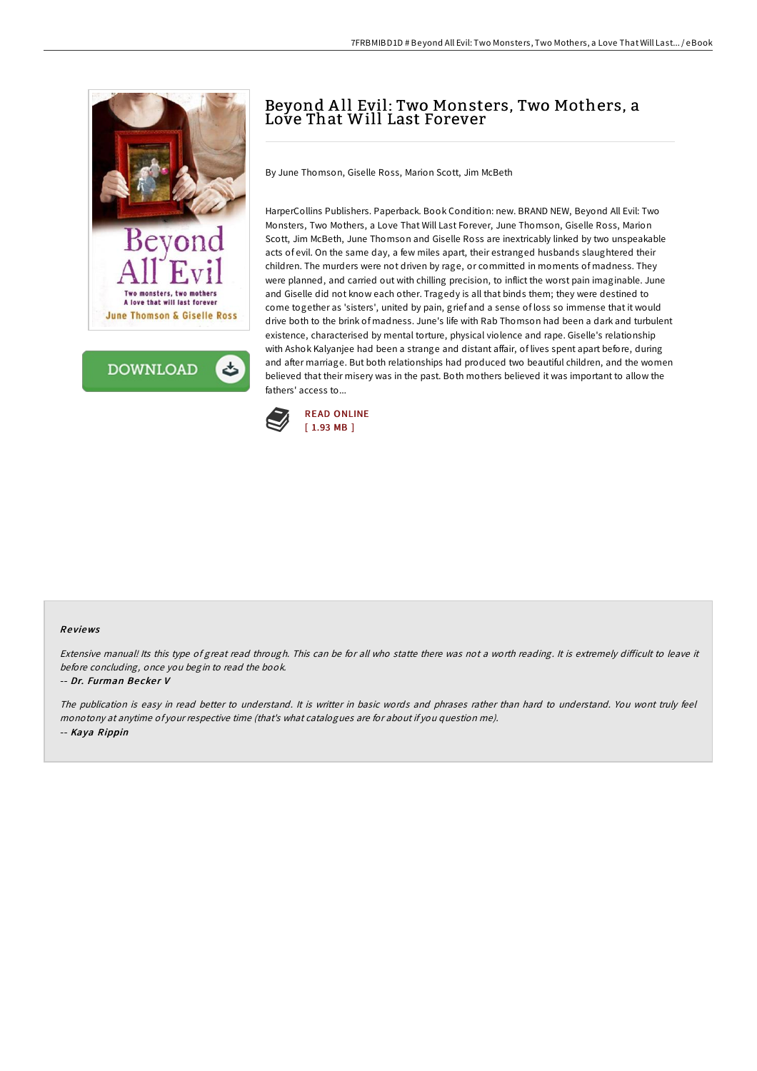# Beyond All Evil: Two Monsters, Two Mothers, a Love That Will Last Forever

By June Thomson, Giselle Ross, Marion Scott, Jim McBeth

HarperCollins Publishers. Paperback. Book Condition: new. BRAND NEW, Beyond All Evil: Two Monsters, Two Mothers, a Love That Will Last Forever, June Thomson, Giselle Ross, Marion Scott, Jim McBeth, June Thomson and Giselle Ross are inextricably linked by two unspeakable acts of evil. On the same day, a few miles apart, their estranged husbands slaughtered their children. The murders were not driven by rage, or committed in moments of madness. They were planned, and carried out with chilling precision, to inflict the worst pain imaginable. June and Giselle did not know each other. Tragedy is all that binds them; they were destined to come together as 'sisters', united by pain, grief and a sense of loss so immense that it would drive both to the brink of madness. June's life with Rab Thomson had been a dark and turbulent existence, characterised by mental torture, physical violence and rape. Giselle's relationship with Ashok Kalyanjee had been a strange and distant affair, of lives spent apart before, during and after marriage. But both relationships had produced two beautiful children, and the women believed that their misery was in the past. Both mothers believed it was important to allow the fathers' access to...

READ ONLINE
[ 1.93 MB ]

## Reviews

*Extensive manual! Its this type of great read through. This can be for all who statte there was not a worth reading. It is extremely difficult to leave it before concluding, once you begin to read the book.*

-- *Dr. Furman Becker V*

*The publication is easy in read better to understand. It is writter in basic words and phrases rather than hard to understand. You wont truly feel monotony at anytime of your respective time (that's what catalogues are for about if you question me).*

-- *Kaya Rippin*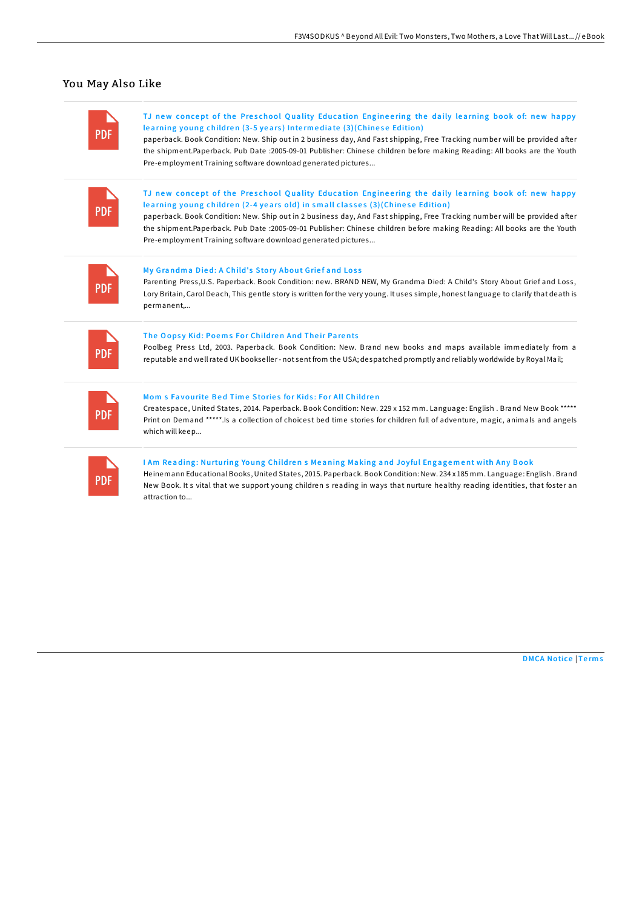## You May Also Like

PDF

**TJ new concept of the Preschool Quality Education Engineering the daily learning book of: new happy learning young children (3-5 years) Intermediate (3)(Chinese Edition)**

paperback. Book Condition: New. Ship out in 2 business day, And Fast shipping, Free Tracking number will be provided after the shipment.Paperback. Pub Date :2005-09-01 Publisher: Chinese children before making Reading: All books are the Youth Pre-employment Training software download generated pictures...

PDF

**TJ new concept of the Preschool Quality Education Engineering the daily learning book of: new happy learning young children (2-4 years old) in small classes (3)(Chinese Edition)**

paperback. Book Condition: New. Ship out in 2 business day, And Fast shipping, Free Tracking number will be provided after the shipment.Paperback. Pub Date :2005-09-01 Publisher: Chinese children before making Reading: All books are the Youth Pre-employment Training software download generated pictures...

PDF

**My Grandma Died: A Child's Story About Grief and Loss**

Parenting Press,U.S. Paperback. Book Condition: new. BRAND NEW, My Grandma Died: A Child's Story About Grief and Loss, Lory Britain, Carol Deach, This gentle story is written for the very young. It uses simple, honest language to clarify that death is permanent,...

PDF

**The Oopsy Kid: Poems For Children And Their Parents**

Poolbeg Press Ltd, 2003. Paperback. Book Condition: New. Brand new books and maps available immediately from a reputable and well rated UK bookseller - not sent from the USA; despatched promptly and reliably worldwide by Royal Mail;

PDF

**Mom s Favourite Bed Time Stories for Kids: For All Children**

Createspace, United States, 2014. Paperback. Book Condition: New. 229 x 152 mm. Language: English . Brand New Book ***** Print on Demand *****.Is a collection of choicest bed time stories for children full of adventure, magic, animals and angels which will keep...

PDF

**I Am Reading: Nurturing Young Children s Meaning Making and Joyful Engagement with Any Book**

Heinemann Educational Books, United States, 2015. Paperback. Book Condition: New. 234 x 185 mm. Language: English . Brand New Book. It s vital that we support young children s reading in ways that nurture healthy reading identities, that foster an attraction to...